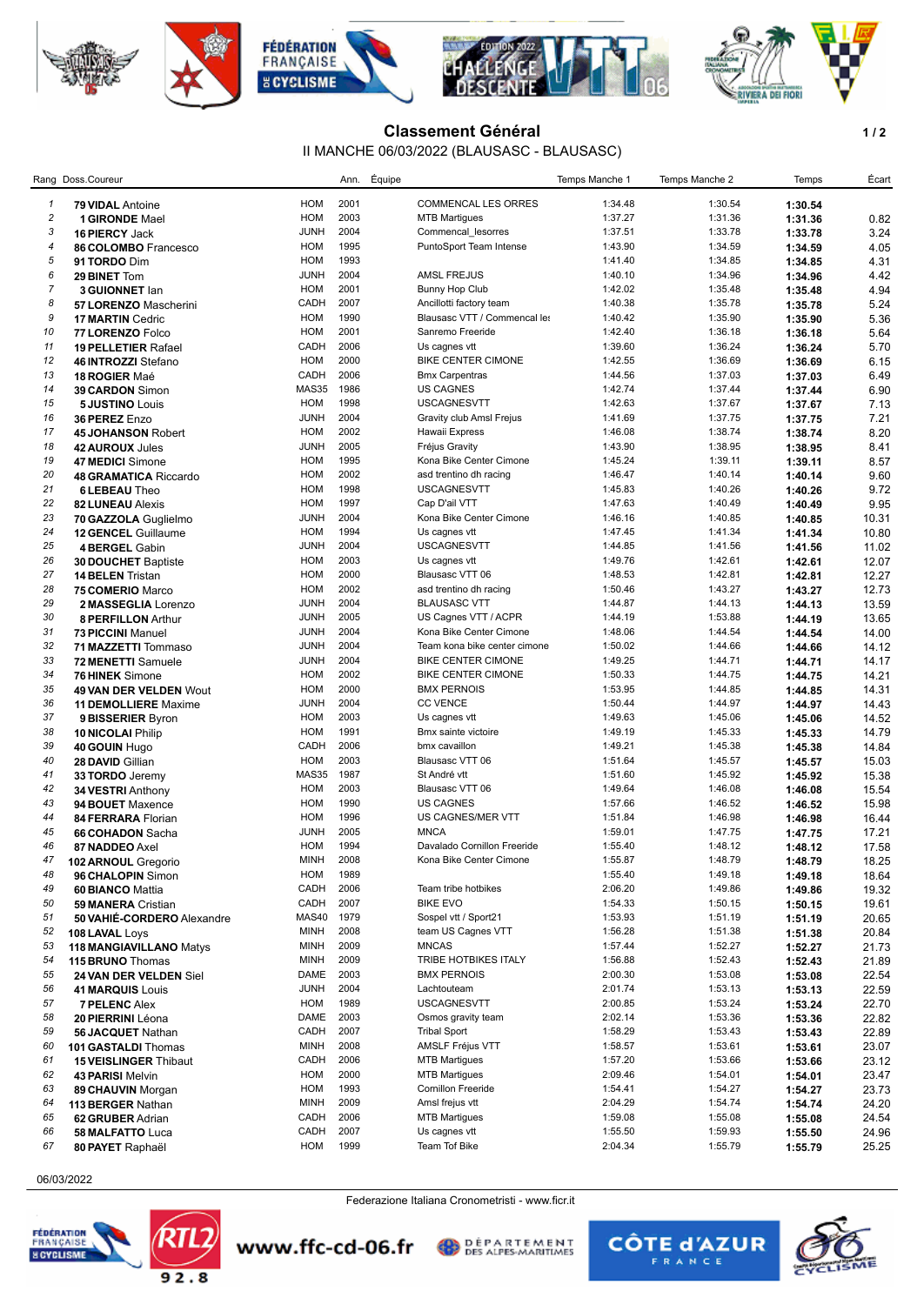# Classement Général

II MANCHE 06/03/2022 (BLAUSASC - BLAUSASC)

| Rang | Doss. | Coureur | Cat. | Ann. | Équipe | Temps Manche 1 | Temps Manche 2 | Temps | Écart |
|---|---|---|---|---|---|---|---|---|---|
| 1 | 79 | **VIDAL** Antoine | HOM | 2001 | COMMENCAL LES ORRES | 1:34.48 | 1:30.54 | **1:30.54** | |
| 2 | 1 | **GIRONDE** Mael | HOM | 2003 | MTB Martigues | 1:37.27 | 1:31.36 | **1:31.36** | 0.82 |
| 3 | 16 | **PIERCY** Jack | JUNH | 2004 | Commencal_lesorres | 1:37.51 | 1:33.78 | **1:33.78** | 3.24 |
| 4 | 86 | **COLOMBO** Francesco | HOM | 1995 | PuntoSport Team Intense | 1:43.90 | 1:34.59 | **1:34.59** | 4.05 |
| 5 | 91 | **TORDO** Dim | HOM | 1993 | | 1:41.40 | 1:34.85 | **1:34.85** | 4.31 |
| 6 | 29 | **BINET** Tom | JUNH | 2004 | AMSL FREJUS | 1:40.10 | 1:34.96 | **1:34.96** | 4.42 |
| 7 | 3 | **GUIONNET** Ian | HOM | 2001 | Bunny Hop Club | 1:42.02 | 1:35.48 | **1:35.48** | 4.94 |
| 8 | 57 | **LORENZO** Mascherini | CADH | 2007 | Ancillotti factory team | 1:40.38 | 1:35.78 | **1:35.78** | 5.24 |
| 9 | 17 | **MARTIN** Cedric | HOM | 1990 | Blausasc VTT / Commencal les | 1:40.42 | 1:35.90 | **1:35.90** | 5.36 |
| 10 | 77 | **LORENZO** Folco | HOM | 2001 | Sanremo Freeride | 1:42.40 | 1:36.18 | **1:36.18** | 5.64 |
| 11 | 19 | **PELLETIER** Rafael | CADH | 2006 | Us cagnes vtt | 1:39.60 | 1:36.24 | **1:36.24** | 5.70 |
| 12 | 46 | **INTROZZI** Stefano | HOM | 2000 | BIKE CENTER CIMONE | 1:42.55 | 1:36.69 | **1:36.69** | 6.15 |
| 13 | 18 | **ROGIER** Maé | CADH | 2006 | Bmx Carpentras | 1:44.56 | 1:37.03 | **1:37.03** | 6.49 |
| 14 | 39 | **CARDON** Simon | MAS35 | 1986 | US CAGNES | 1:42.74 | 1:37.44 | **1:37.44** | 6.90 |
| 15 | 5 | **JUSTINO** Louis | HOM | 1998 | USCAGNESVTT | 1:42.63 | 1:37.67 | **1:37.67** | 7.13 |
| 16 | 36 | **PEREZ** Enzo | JUNH | 2004 | Gravity club Amsl Frejus | 1:41.69 | 1:37.75 | **1:37.75** | 7.21 |
| 17 | 45 | **JOHANSON** Robert | HOM | 2002 | Hawaii Express | 1:46.08 | 1:38.74 | **1:38.74** | 8.20 |
| 18 | 42 | **AUROUX** Jules | JUNH | 2005 | Fréjus Gravity | 1:43.90 | 1:38.95 | **1:38.95** | 8.41 |
| 19 | 47 | **MEDICI** Simone | HOM | 1995 | Kona Bike Center Cimone | 1:45.24 | 1:39.11 | **1:39.11** | 8.57 |
| 20 | 48 | **GRAMATICA** Riccardo | HOM | 2002 | asd trentino dh racing | 1:46.47 | 1:40.14 | **1:40.14** | 9.60 |
| 21 | 6 | **LEBEAU** Theo | HOM | 1998 | USCAGNESVTT | 1:45.83 | 1:40.26 | **1:40.26** | 9.72 |
| 22 | 82 | **LUNEAU** Alexis | HOM | 1997 | Cap D'ail VTT | 1:47.63 | 1:40.49 | **1:40.49** | 9.95 |
| 23 | 70 | **GAZZOLA** Guglielmo | JUNH | 2004 | Kona Bike Center Cimone | 1:46.16 | 1:40.85 | **1:40.85** | 10.31 |
| 24 | 12 | **GENCEL** Guillaume | HOM | 1994 | Us cagnes vtt | 1:47.45 | 1:41.34 | **1:41.34** | 10.80 |
| 25 | 4 | **BERGEL** Gabin | JUNH | 2004 | USCAGNESVTT | 1:44.85 | 1:41.56 | **1:41.56** | 11.02 |
| 26 | 30 | **DOUCHET** Baptiste | HOM | 2003 | Us cagnes vtt | 1:49.76 | 1:42.61 | **1:42.61** | 12.07 |
| 27 | 14 | **BELEN** Tristan | HOM | 2000 | Blausasc VTT 06 | 1:48.53 | 1:42.81 | **1:42.81** | 12.27 |
| 28 | 75 | **COMERIO** Marco | HOM | 2002 | asd trentino dh racing | 1:50.46 | 1:43.27 | **1:43.27** | 12.73 |
| 29 | 2 | **MASSEGLIA** Lorenzo | JUNH | 2004 | BLAUSASC VTT | 1:44.87 | 1:44.13 | **1:44.13** | 13.59 |
| 30 | 8 | **PERFILLON** Arthur | JUNH | 2005 | US Cagnes VTT / ACPR | 1:44.19 | 1:53.88 | **1:44.19** | 13.65 |
| 31 | 73 | **PICCINI** Manuel | JUNH | 2004 | Kona Bike Center Cimone | 1:48.06 | 1:44.54 | **1:44.54** | 14.00 |
| 32 | 71 | **MAZZETTI** Tommaso | JUNH | 2004 | Team kona bike center cimone | 1:50.02 | 1:44.66 | **1:44.66** | 14.12 |
| 33 | 72 | **MENETTI** Samuele | JUNH | 2004 | BIKE CENTER CIMONE | 1:49.25 | 1:44.71 | **1:44.71** | 14.17 |
| 34 | 76 | **HINEK** Simone | HOM | 2002 | BIKE CENTER CIMONE | 1:50.33 | 1:44.75 | **1:44.75** | 14.21 |
| 35 | 49 | **VAN DER VELDEN** Wout | HOM | 2000 | BMX PERNOIS | 1:53.95 | 1:44.85 | **1:44.85** | 14.31 |
| 36 | 11 | **DEMOLLIERE** Maxime | JUNH | 2004 | CC VENCE | 1:50.44 | 1:44.97 | **1:44.97** | 14.43 |
| 37 | 9 | **BISSERIER** Byron | HOM | 2003 | Us cagnes vtt | 1:49.63 | 1:45.06 | **1:45.06** | 14.52 |
| 38 | 10 | **NICOLAI** Philip | HOM | 1991 | Bmx sainte victoire | 1:49.19 | 1:45.33 | **1:45.33** | 14.79 |
| 39 | 40 | **GOUIN** Hugo | CADH | 2006 | bmx cavaillon | 1:49.21 | 1:45.38 | **1:45.38** | 14.84 |
| 40 | 28 | **DAVID** Gillian | HOM | 2003 | Blausasc VTT 06 | 1:51.64 | 1:45.57 | **1:45.57** | 15.03 |
| 41 | 33 | **TORDO** Jeremy | MAS35 | 1987 | St André vtt | 1:51.60 | 1:45.92 | **1:45.92** | 15.38 |
| 42 | 34 | **VESTRI** Anthony | HOM | 2003 | Blausasc VTT 06 | 1:49.64 | 1:46.08 | **1:46.08** | 15.54 |
| 43 | 94 | **BOUET** Maxence | HOM | 1990 | US CAGNES | 1:57.66 | 1:46.52 | **1:46.52** | 15.98 |
| 44 | 84 | **FERRARA** Florian | HOM | 1996 | US CAGNES/MER VTT | 1:51.84 | 1:46.98 | **1:46.98** | 16.44 |
| 45 | 66 | **COHADON** Sacha | JUNH | 2005 | MNCA | 1:59.01 | 1:47.75 | **1:47.75** | 17.21 |
| 46 | 87 | **NADDEO** Axel | HOM | 1994 | Davalado Cornillon Freeride | 1:55.40 | 1:48.12 | **1:48.12** | 17.58 |
| 47 | 102 | **ARNOUL** Gregorio | MINH | 2008 | Kona Bike Center Cimone | 1:55.87 | 1:48.79 | **1:48.79** | 18.25 |
| 48 | 96 | **CHALOPIN** Simon | HOM | 1989 | | 1:55.40 | 1:49.18 | **1:49.18** | 18.64 |
| 49 | 60 | **BIANCO** Mattia | CADH | 2006 | Team tribe hotbikes | 2:06.20 | 1:49.86 | **1:49.86** | 19.32 |
| 50 | 59 | **MANERA** Cristian | CADH | 2007 | BIKE EVO | 1:54.33 | 1:50.15 | **1:50.15** | 19.61 |
| 51 | 50 | **VAHIÉ-CORDERO** Alexandre | MAS40 | 1979 | Sospel vtt / Sport21 | 1:53.93 | 1:51.19 | **1:51.19** | 20.65 |
| 52 | 108 | **LAVAL** Loys | MINH | 2008 | team US Cagnes VTT | 1:56.28 | 1:51.38 | **1:51.38** | 20.84 |
| 53 | 118 | **MANGIAVILLANO** Matys | MINH | 2009 | MNCAS | 1:57.44 | 1:52.27 | **1:52.27** | 21.73 |
| 54 | 115 | **BRUNO** Thomas | MINH | 2009 | TRIBE HOTBIKES ITALY | 1:56.88 | 1:52.43 | **1:52.43** | 21.89 |
| 55 | 24 | **VAN DER VELDEN** Siel | DAME | 2003 | BMX PERNOIS | 2:00.30 | 1:53.08 | **1:53.08** | 22.54 |
| 56 | 41 | **MARQUIS** Louis | JUNH | 2004 | Lachtouteam | 2:01.74 | 1:53.13 | **1:53.13** | 22.59 |
| 57 | 7 | **PELENC** Alex | HOM | 1989 | USCAGNESVTT | 2:00.85 | 1:53.24 | **1:53.24** | 22.70 |
| 58 | 20 | **PIERRINI** Léona | DAME | 2003 | Osmos gravity team | 2:02.14 | 1:53.36 | **1:53.36** | 22.82 |
| 59 | 56 | **JACQUET** Nathan | CADH | 2007 | Tribal Sport | 1:58.29 | 1:53.43 | **1:53.43** | 22.89 |
| 60 | 101 | **GASTALDI** Thomas | MINH | 2008 | AMSLF Fréjus VTT | 1:58.57 | 1:53.61 | **1:53.61** | 23.07 |
| 61 | 15 | **VEISLINGER** Thibaut | CADH | 2006 | MTB Martigues | 1:57.20 | 1:53.66 | **1:53.66** | 23.12 |
| 62 | 43 | **PARISI** Melvin | HOM | 2000 | MTB Martigues | 2:09.46 | 1:54.01 | **1:54.01** | 23.47 |
| 63 | 89 | **CHAUVIN** Morgan | HOM | 1993 | Cornillon Freeride | 1:54.41 | 1:54.27 | **1:54.27** | 23.73 |
| 64 | 113 | **BERGER** Nathan | MINH | 2009 | Amsl frejus vtt | 2:04.29 | 1:54.74 | **1:54.74** | 24.20 |
| 65 | 62 | **GRUBER** Adrian | CADH | 2006 | MTB Martigues | 1:59.08 | 1:55.08 | **1:55.08** | 24.54 |
| 66 | 58 | **MALFATTO** Luca | CADH | 2007 | Us cagnes vtt | 1:55.50 | 1:59.93 | **1:55.50** | 24.96 |
| 67 | 80 | **PAYET** Raphaël | HOM | 1999 | Team Tof Bike | 2:04.34 | 1:55.79 | **1:55.79** | 25.25 |

06/03/2022

Federazione Italiana Cronometristi - www.ficr.it

www.ffc-cd-06.fr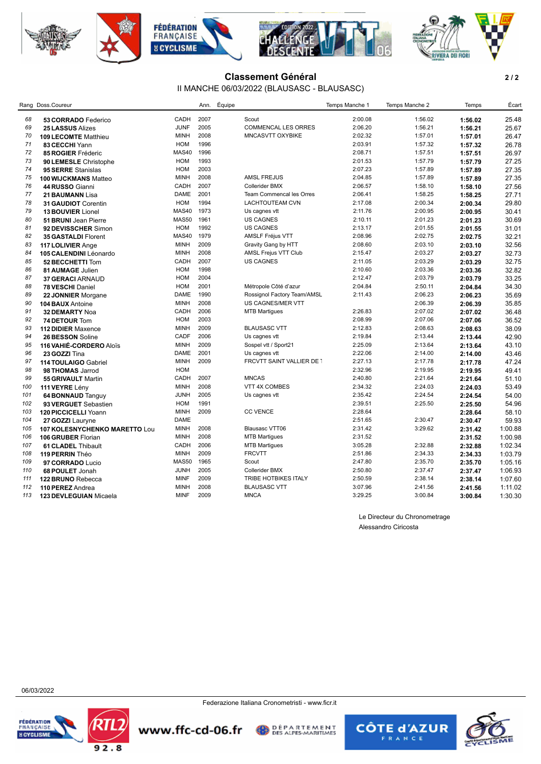## Classement Général

II MANCHE 06/03/2022 (BLAUSASC - BLAUSASC)

| Rang | Doss. | Coureur | | Ann. | Équipe | Temps Manche 1 | Temps Manche 2 | Temps | Écart |
|---|---|---|---|---|---|---|---|---|---|
| 68 | 53 | **CORRADO** Federico | CADH | 2007 | Scout | 2:00.08 | 1:56.02 | **1:56.02** | 25.48 |
| 69 | 25 | **LASSUS** Alizes | JUNF | 2005 | COMMENCAL LES ORRES | 2:06.20 | 1:56.21 | **1:56.21** | 25.67 |
| 70 | 109 | **LECOMTE** Matthieu | MINH | 2008 | MNCASVTT OXYBIKE | 2:02.32 | 1:57.01 | **1:57.01** | 26.47 |
| 71 | 83 | **CECCHI** Yann | HOM | 1996 | | 2:03.91 | 1:57.32 | **1:57.32** | 26.78 |
| 72 | 85 | **ROGIER** Fréderic | MAS40 | 1996 | | 2:08.71 | 1:57.51 | **1:57.51** | 26.97 |
| 73 | 90 | **LEMESLE** Christophe | HOM | 1993 | | 2:01.53 | 1:57.79 | **1:57.79** | 27.25 |
| 74 | 95 | **SERRE** Stanislas | HOM | 2003 | | 2:07.23 | 1:57.89 | **1:57.89** | 27.35 |
| 75 | 100 | **WIJCKMANS** Matteo | MINH | 2008 | AMSL FREJUS | 2:04.85 | 1:57.89 | **1:57.89** | 27.35 |
| 76 | 44 | **RUSSO** Gianni | CADH | 2007 | Collerider BMX | 2:06.57 | 1:58.10 | **1:58.10** | 27.56 |
| 77 | 21 | **BAUMANN** Lisa | DAME | 2001 | Team Commencal les Orres | 2:06.41 | 1:58.25 | **1:58.25** | 27.71 |
| 78 | 31 | **GAUDIOT** Corentin | HOM | 1994 | LACHTOUTEAM CVN | 2:17.08 | 2:00.34 | **2:00.34** | 29.80 |
| 79 | 13 | **BOUVIER** Lionel | MAS40 | 1973 | Us cagnes vtt | 2:11.76 | 2:00.95 | **2:00.95** | 30.41 |
| 80 | 51 | **BRUNI** Jean Pierre | MAS50 | 1961 | US CAGNES | 2:10.11 | 2:01.23 | **2:01.23** | 30.69 |
| 81 | 92 | **DEVISSCHER** Simon | HOM | 1992 | US CAGNES | 2:13.17 | 2:01.55 | **2:01.55** | 31.01 |
| 82 | 35 | **GASTALDI** Florent | MAS40 | 1979 | AMSLF Fréjus VTT | 2:08.96 | 2:02.75 | **2:02.75** | 32.21 |
| 83 | 117 | **LOLIVIER** Ange | MINH | 2009 | Gravity Gang by HTT | 2:08.60 | 2:03.10 | **2:03.10** | 32.56 |
| 84 | 105 | **CALENDINI** Léonardo | MINH | 2008 | AMSL Frejus VTT Club | 2:15.47 | 2:03.27 | **2:03.27** | 32.73 |
| 85 | 52 | **BECCHETTI** Tom | CADH | 2007 | US CAGNES | 2:11.05 | 2:03.29 | **2:03.29** | 32.75 |
| 86 | 81 | **AUMAGE** Julien | HOM | 1998 | | 2:10.60 | 2:03.36 | **2:03.36** | 32.82 |
| 87 | 37 | **GERACI** ARNAUD | HOM | 2004 | | 2:12.47 | 2:03.79 | **2:03.79** | 33.25 |
| 88 | 78 | **VESCHI** Daniel | HOM | 2001 | Métropole Côté d'azur | 2:04.84 | 2:50.11 | **2:04.84** | 34.30 |
| 89 | 22 | **JONNIER** Morgane | DAME | 1990 | Rossignol Factory Team/AMSL | 2:11.43 | 2:06.23 | **2:06.23** | 35.69 |
| 90 | 104 | **BAUX** Antoine | MINH | 2008 | US CAGNES/MER VTT | | 2:06.39 | **2:06.39** | 35.85 |
| 91 | 32 | **DEMARTY** Noa | CADH | 2006 | MTB Martigues | 2:26.83 | 2:07.02 | **2:07.02** | 36.48 |
| 92 | 74 | **DETOUR** Tom | HOM | 2003 | | 2:08.99 | 2:07.06 | **2:07.06** | 36.52 |
| 93 | 112 | **DIDIER** Maxence | MINH | 2009 | BLAUSASC VTT | 2:12.83 | 2:08.63 | **2:08.63** | 38.09 |
| 94 | 26 | **BESSON** Soline | CADF | 2006 | Us cagnes vtt | 2:19.84 | 2:13.44 | **2:13.44** | 42.90 |
| 95 | 116 | **VAHIÉ-CORDERO** Aloïs | MINH | 2009 | Sospel vtt / Sport21 | 2:25.09 | 2:13.64 | **2:13.64** | 43.10 |
| 96 | 23 | **GOZZI** Tina | DAME | 2001 | Us cagnes vtt | 2:22.06 | 2:14.00 | **2:14.00** | 43.46 |
| 97 | 114 | **TOULAIGO** Gabriel | MINH | 2009 | FRCVTT SAINT VALLIER DE 1 | 2:27.13 | 2:17.78 | **2:17.78** | 47.24 |
| 98 | 98 | **THOMAS** Jarrod | HOM | | | 2:32.96 | 2:19.95 | **2:19.95** | 49.41 |
| 99 | 55 | **GRIVAULT** Martin | CADH | 2007 | MNCAS | 2:40.80 | 2:21.64 | **2:21.64** | 51.10 |
| 100 | 111 | **VEYRE** Lény | MINH | 2008 | VTT 4X COMBES | 2:34.32 | 2:24.03 | **2:24.03** | 53.49 |
| 101 | 64 | **BONNAUD** Tanguy | JUNH | 2005 | Us cagnes vtt | 2:35.42 | 2:24.54 | **2:24.54** | 54.00 |
| 102 | 93 | **VERGUET** Sebastien | HOM | 1991 | | 2:39.51 | 2:25.50 | **2:25.50** | 54.96 |
| 103 | 120 | **PICCICELLI** Yoann | MINH | 2009 | CC VENCE | 2:28.64 | | **2:28.64** | 58.10 |
| 104 | 27 | **GOZZI** Lauryne | DAME | | | 2:51.65 | 2:30.47 | **2:30.47** | 59.93 |
| 105 | 107 | **KOLESNYCHENKO MARETTO** Lou | MINH | 2008 | Blausasc VTT06 | 2:31.42 | 3:29.62 | **2:31.42** | 1:00.88 |
| 106 | 106 | **GRUBER** Florian | MINH | 2008 | MTB Martigues | 2:31.52 | | **2:31.52** | 1:00.98 |
| 107 | 61 | **CLADEL** Thibault | CADH | 2006 | MTB Martigues | 3:05.28 | 2:32.88 | **2:32.88** | 1:02.34 |
| 108 | 119 | **PERRIN** Théo | MINH | 2009 | FRCVTT | 2:51.86 | 2:34.33 | **2:34.33** | 1:03.79 |
| 109 | 97 | **CORRADO** Lucio | MAS50 | 1965 | Scout | 2:47.80 | 2:35.70 | **2:35.70** | 1:05.16 |
| 110 | 68 | **POULET** Jonah | JUNH | 2005 | Collerider BMX | 2:50.80 | 2:37.47 | **2:37.47** | 1:06.93 |
| 111 | 122 | **BRUNO** Rebecca | MINF | 2009 | TRIBE HOTBIKES ITALY | 2:50.59 | 2:38.14 | **2:38.14** | 1:07.60 |
| 112 | 110 | **PEREZ** Andrea | MINH | 2008 | BLAUSASC VTT | 3:07.96 | 2:41.56 | **2:41.56** | 1:11.02 |
| 113 | 123 | **DEVLEGUIAN** Micaela | MINF | 2009 | MNCA | 3:29.25 | 3:00.84 | **3:00.84** | 1:30.30 |

Le Directeur du Chronometrage

Alessandro Ciricosta

06/03/2022

Federazione Italiana Cronometristi - www.ficr.it